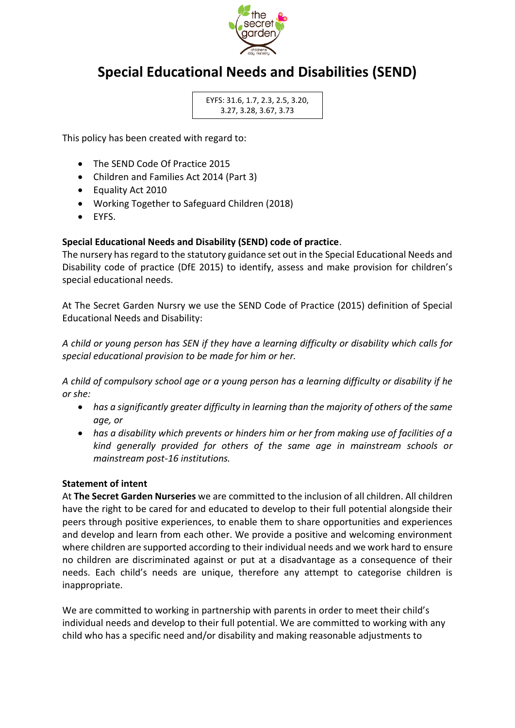# Special Educational Needs and Disabilities (SEND)

EYFS: 31.6, 1.7, 2.3, 2.5, 3.20, 3.27, 3.28, 3.67, 3.73

This policy has been created with regard to:

- The SEND Code Of Practice 2015
- Children and Families Act 2014 (Part 3)
- Equality Act 2010
- Working Together to Safeguard Children (2018)
- EYFS.

**Special Educational Needs and Disability (SEND) code of practice**.

The nursery has regard to the statutory guidance set out in the Special Educational Needs and Disability code of practice (DfE 2015) to identify, assess and make provision for children's special educational needs.

At The Secret Garden Nursry we use the SEND Code of Practice (2015) definition of Special Educational Needs and Disability:

*A child or young person has SEN if they have a learning difficulty or disability which calls for special educational provision to be made for him or her.*

*A child of compulsory school age or a young person has a learning difficulty or disability if he or she:*

- *has a significantly greater difficulty in learning than the majority of others of the same age, or*
- *has a disability which prevents or hinders him or her from making use of facilities of a kind generally provided for others of the same age in mainstream schools or mainstream post-16 institutions.*

**Statement of intent**

At **The Secret Garden Nurseries** we are committed to the inclusion of all children. All children have the right to be cared for and educated to develop to their full potential alongside their peers through positive experiences, to enable them to share opportunities and experiences and develop and learn from each other. We provide a positive and welcoming environment where children are supported according to their individual needs and we work hard to ensure no children are discriminated against or put at a disadvantage as a consequence of their needs. Each child's needs are unique, therefore any attempt to categorise children is inappropriate.

We are committed to working in partnership with parents in order to meet their child's individual needs and develop to their full potential. We are committed to working with any child who has a specific need and/or disability and making reasonable adjustments to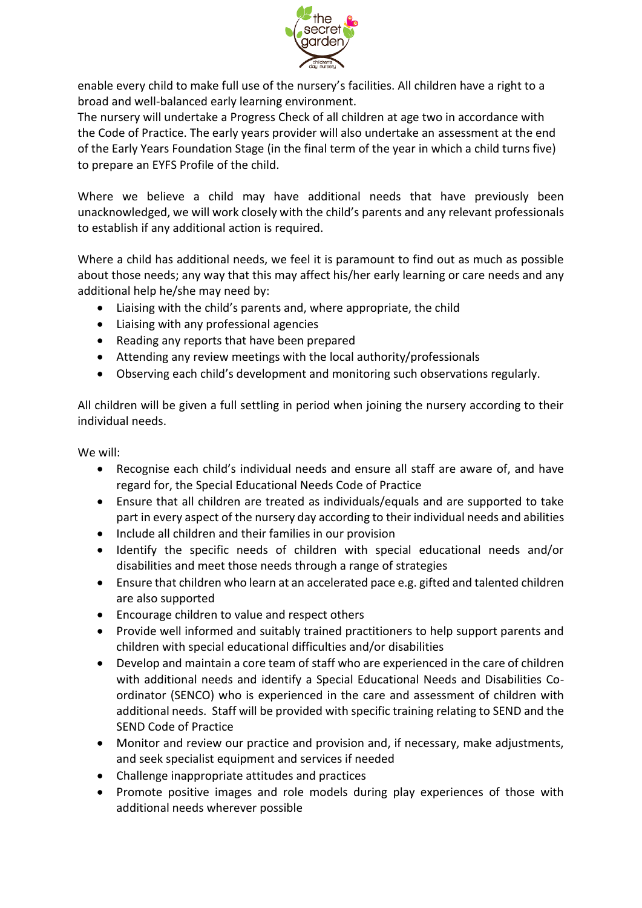enable every child to make full use of the nursery's facilities. All children have a right to a broad and well-balanced early learning environment.
The nursery will undertake a Progress Check of all children at age two in accordance with the Code of Practice. The early years provider will also undertake an assessment at the end of the Early Years Foundation Stage (in the final term of the year in which a child turns five) to prepare an EYFS Profile of the child.

Where we believe a child may have additional needs that have previously been unacknowledged, we will work closely with the child's parents and any relevant professionals to establish if any additional action is required.

Where a child has additional needs, we feel it is paramount to find out as much as possible about those needs; any way that this may affect his/her early learning or care needs and any additional help he/she may need by:

- Liaising with the child's parents and, where appropriate, the child
- Liaising with any professional agencies
- Reading any reports that have been prepared
- Attending any review meetings with the local authority/professionals
- Observing each child's development and monitoring such observations regularly.

All children will be given a full settling in period when joining the nursery according to their individual needs.

We will:

- Recognise each child's individual needs and ensure all staff are aware of, and have regard for, the Special Educational Needs Code of Practice
- Ensure that all children are treated as individuals/equals and are supported to take part in every aspect of the nursery day according to their individual needs and abilities
- Include all children and their families in our provision
- Identify the specific needs of children with special educational needs and/or disabilities and meet those needs through a range of strategies
- Ensure that children who learn at an accelerated pace e.g. gifted and talented children are also supported
- Encourage children to value and respect others
- Provide well informed and suitably trained practitioners to help support parents and children with special educational difficulties and/or disabilities
- Develop and maintain a core team of staff who are experienced in the care of children with additional needs and identify a Special Educational Needs and Disabilities Co-ordinator (SENCO) who is experienced in the care and assessment of children with additional needs. Staff will be provided with specific training relating to SEND and the SEND Code of Practice
- Monitor and review our practice and provision and, if necessary, make adjustments, and seek specialist equipment and services if needed
- Challenge inappropriate attitudes and practices
- Promote positive images and role models during play experiences of those with additional needs wherever possible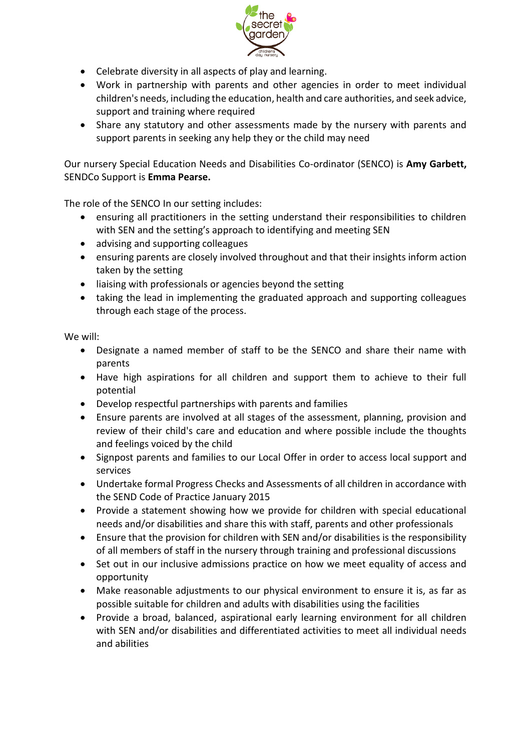- Celebrate diversity in all aspects of play and learning.
- Work in partnership with parents and other agencies in order to meet individual children's needs, including the education, health and care authorities, and seek advice, support and training where required
- Share any statutory and other assessments made by the nursery with parents and support parents in seeking any help they or the child may need

Our nursery Special Education Needs and Disabilities Co-ordinator (SENCO) is **Amy Garbett,** SENDCo Support is **Emma Pearse.**

The role of the SENCO In our setting includes:

- ensuring all practitioners in the setting understand their responsibilities to children with SEN and the setting's approach to identifying and meeting SEN
- advising and supporting colleagues
- ensuring parents are closely involved throughout and that their insights inform action taken by the setting
- liaising with professionals or agencies beyond the setting
- taking the lead in implementing the graduated approach and supporting colleagues through each stage of the process.

We will:

- Designate a named member of staff to be the SENCO and share their name with parents
- Have high aspirations for all children and support them to achieve to their full potential
- Develop respectful partnerships with parents and families
- Ensure parents are involved at all stages of the assessment, planning, provision and review of their child's care and education and where possible include the thoughts and feelings voiced by the child
- Signpost parents and families to our Local Offer in order to access local support and services
- Undertake formal Progress Checks and Assessments of all children in accordance with the SEND Code of Practice January 2015
- Provide a statement showing how we provide for children with special educational needs and/or disabilities and share this with staff, parents and other professionals
- Ensure that the provision for children with SEN and/or disabilities is the responsibility of all members of staff in the nursery through training and professional discussions
- Set out in our inclusive admissions practice on how we meet equality of access and opportunity
- Make reasonable adjustments to our physical environment to ensure it is, as far as possible suitable for children and adults with disabilities using the facilities
- Provide a broad, balanced, aspirational early learning environment for all children with SEN and/or disabilities and differentiated activities to meet all individual needs and abilities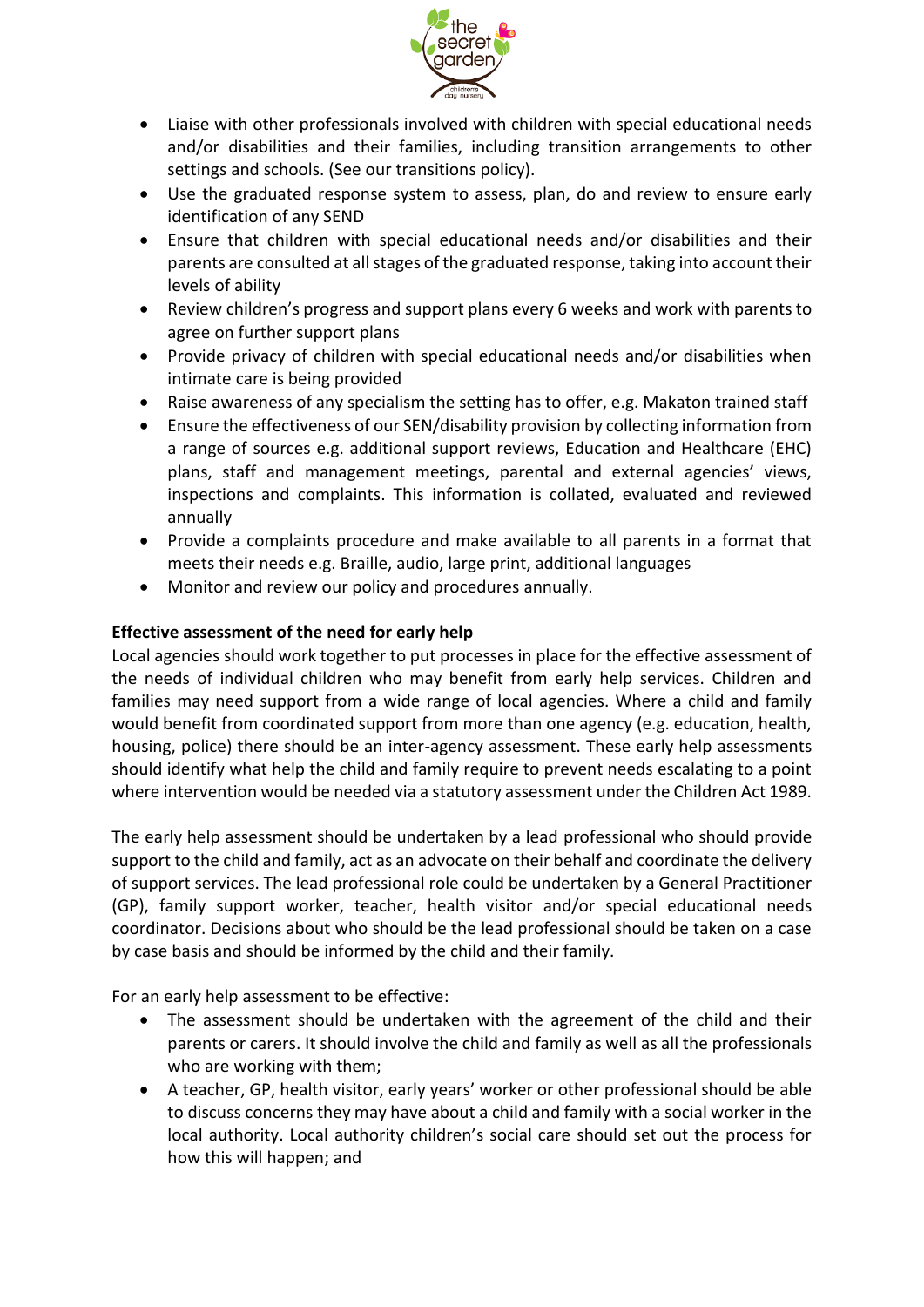- Liaise with other professionals involved with children with special educational needs and/or disabilities and their families, including transition arrangements to other settings and schools. (See our transitions policy).
- Use the graduated response system to assess, plan, do and review to ensure early identification of any SEND
- Ensure that children with special educational needs and/or disabilities and their parents are consulted at all stages of the graduated response, taking into account their levels of ability
- Review children's progress and support plans every 6 weeks and work with parents to agree on further support plans
- Provide privacy of children with special educational needs and/or disabilities when intimate care is being provided
- Raise awareness of any specialism the setting has to offer, e.g. Makaton trained staff
- Ensure the effectiveness of our SEN/disability provision by collecting information from a range of sources e.g. additional support reviews, Education and Healthcare (EHC) plans, staff and management meetings, parental and external agencies' views, inspections and complaints. This information is collated, evaluated and reviewed annually
- Provide a complaints procedure and make available to all parents in a format that meets their needs e.g. Braille, audio, large print, additional languages
- Monitor and review our policy and procedures annually.

**Effective assessment of the need for early help**

Local agencies should work together to put processes in place for the effective assessment of the needs of individual children who may benefit from early help services. Children and families may need support from a wide range of local agencies. Where a child and family would benefit from coordinated support from more than one agency (e.g. education, health, housing, police) there should be an inter-agency assessment. These early help assessments should identify what help the child and family require to prevent needs escalating to a point where intervention would be needed via a statutory assessment under the Children Act 1989.

The early help assessment should be undertaken by a lead professional who should provide support to the child and family, act as an advocate on their behalf and coordinate the delivery of support services. The lead professional role could be undertaken by a General Practitioner (GP), family support worker, teacher, health visitor and/or special educational needs coordinator. Decisions about who should be the lead professional should be taken on a case by case basis and should be informed by the child and their family.

For an early help assessment to be effective:

- The assessment should be undertaken with the agreement of the child and their parents or carers. It should involve the child and family as well as all the professionals who are working with them;
- A teacher, GP, health visitor, early years' worker or other professional should be able to discuss concerns they may have about a child and family with a social worker in the local authority. Local authority children's social care should set out the process for how this will happen; and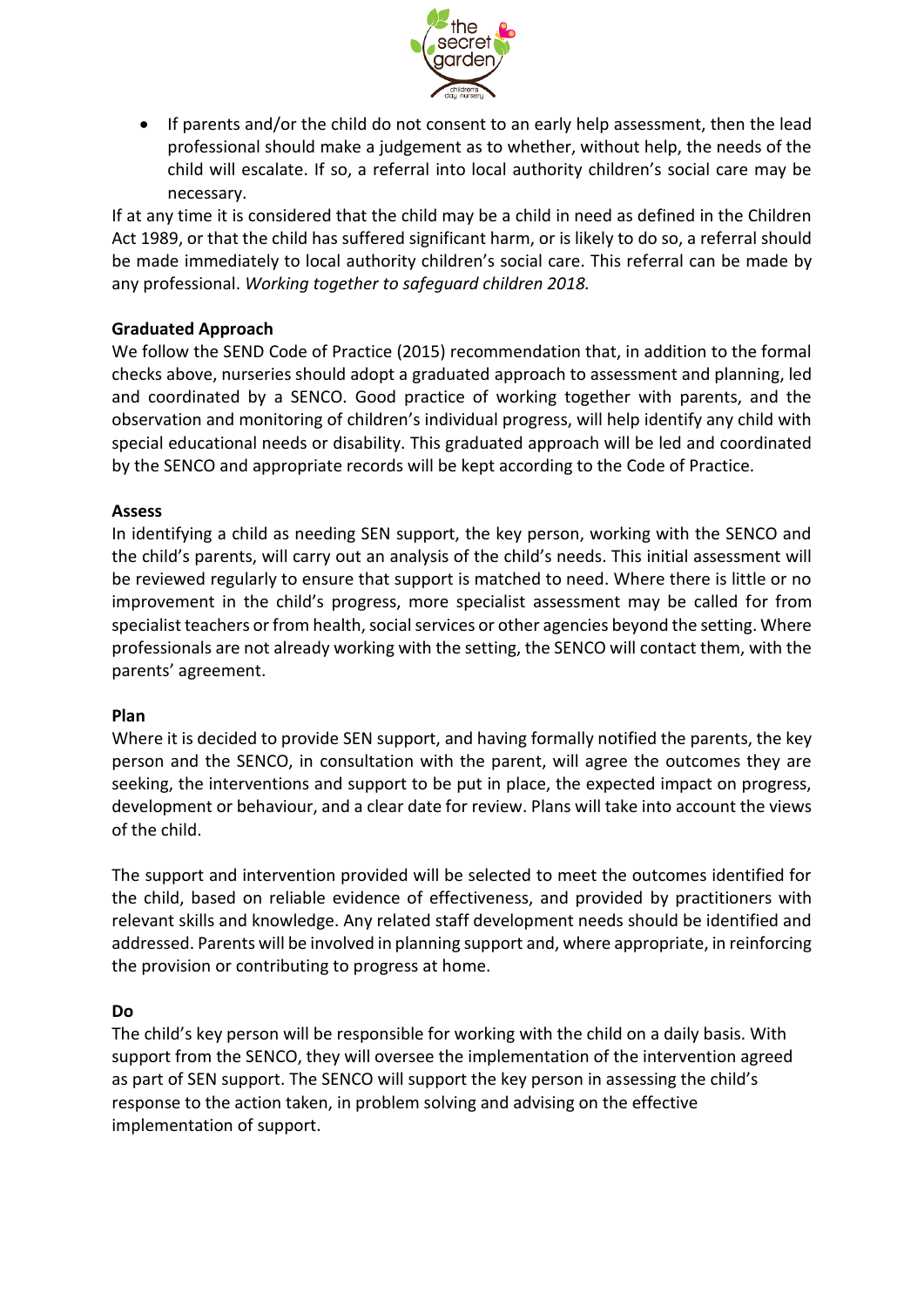- If parents and/or the child do not consent to an early help assessment, then the lead professional should make a judgement as to whether, without help, the needs of the child will escalate. If so, a referral into local authority children's social care may be necessary.

If at any time it is considered that the child may be a child in need as defined in the Children Act 1989, or that the child has suffered significant harm, or is likely to do so, a referral should be made immediately to local authority children's social care. This referral can be made by any professional. *Working together to safeguard children 2018.*

**Graduated Approach**

We follow the SEND Code of Practice (2015) recommendation that, in addition to the formal checks above, nurseries should adopt a graduated approach to assessment and planning, led and coordinated by a SENCO. Good practice of working together with parents, and the observation and monitoring of children's individual progress, will help identify any child with special educational needs or disability. This graduated approach will be led and coordinated by the SENCO and appropriate records will be kept according to the Code of Practice.

**Assess**

In identifying a child as needing SEN support, the key person, working with the SENCO and the child's parents, will carry out an analysis of the child's needs. This initial assessment will be reviewed regularly to ensure that support is matched to need. Where there is little or no improvement in the child's progress, more specialist assessment may be called for from specialist teachers or from health, social services or other agencies beyond the setting. Where professionals are not already working with the setting, the SENCO will contact them, with the parents' agreement.

**Plan**

Where it is decided to provide SEN support, and having formally notified the parents, the key person and the SENCO, in consultation with the parent, will agree the outcomes they are seeking, the interventions and support to be put in place, the expected impact on progress, development or behaviour, and a clear date for review. Plans will take into account the views of the child.

The support and intervention provided will be selected to meet the outcomes identified for the child, based on reliable evidence of effectiveness, and provided by practitioners with relevant skills and knowledge. Any related staff development needs should be identified and addressed. Parents will be involved in planning support and, where appropriate, in reinforcing the provision or contributing to progress at home.

**Do**

The child's key person will be responsible for working with the child on a daily basis. With support from the SENCO, they will oversee the implementation of the intervention agreed as part of SEN support. The SENCO will support the key person in assessing the child's response to the action taken, in problem solving and advising on the effective implementation of support.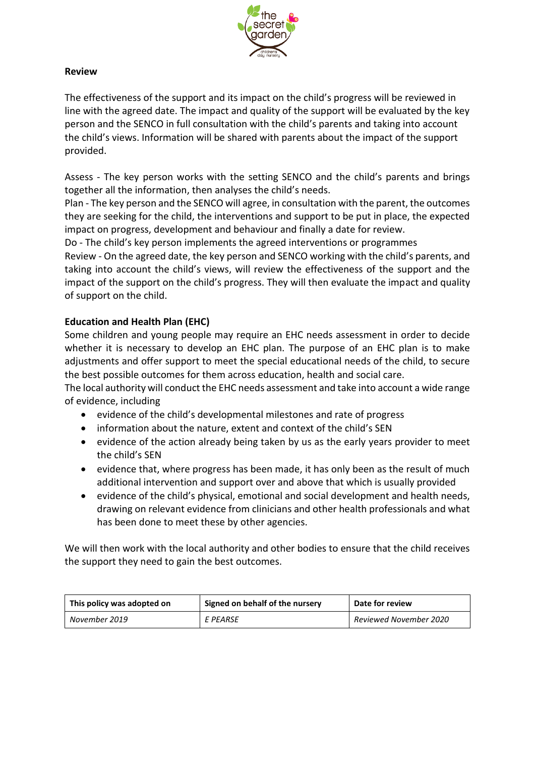**Review**

The effectiveness of the support and its impact on the child's progress will be reviewed in line with the agreed date. The impact and quality of the support will be evaluated by the key person and the SENCO in full consultation with the child's parents and taking into account the child's views. Information will be shared with parents about the impact of the support provided.

Assess - The key person works with the setting SENCO and the child's parents and brings together all the information, then analyses the child's needs.
Plan - The key person and the SENCO will agree, in consultation with the parent, the outcomes they are seeking for the child, the interventions and support to be put in place, the expected impact on progress, development and behaviour and finally a date for review.
Do - The child's key person implements the agreed interventions or programmes
Review - On the agreed date, the key person and SENCO working with the child's parents, and taking into account the child's views, will review the effectiveness of the support and the impact of the support on the child's progress. They will then evaluate the impact and quality of support on the child.

**Education and Health Plan (EHC)**

Some children and young people may require an EHC needs assessment in order to decide whether it is necessary to develop an EHC plan. The purpose of an EHC plan is to make adjustments and offer support to meet the special educational needs of the child, to secure the best possible outcomes for them across education, health and social care.
The local authority will conduct the EHC needs assessment and take into account a wide range of evidence, including

- evidence of the child's developmental milestones and rate of progress
- information about the nature, extent and context of the child's SEN
- evidence of the action already being taken by us as the early years provider to meet the child's SEN
- evidence that, where progress has been made, it has only been as the result of much additional intervention and support over and above that which is usually provided
- evidence of the child's physical, emotional and social development and health needs, drawing on relevant evidence from clinicians and other health professionals and what has been done to meet these by other agencies.

We will then work with the local authority and other bodies to ensure that the child receives the support they need to gain the best outcomes.

| This policy was adopted on | Signed on behalf of the nursery | Date for review |
| --- | --- | --- |
| *November 2019* | *E PEARSE* | *Reviewed November 2020* |